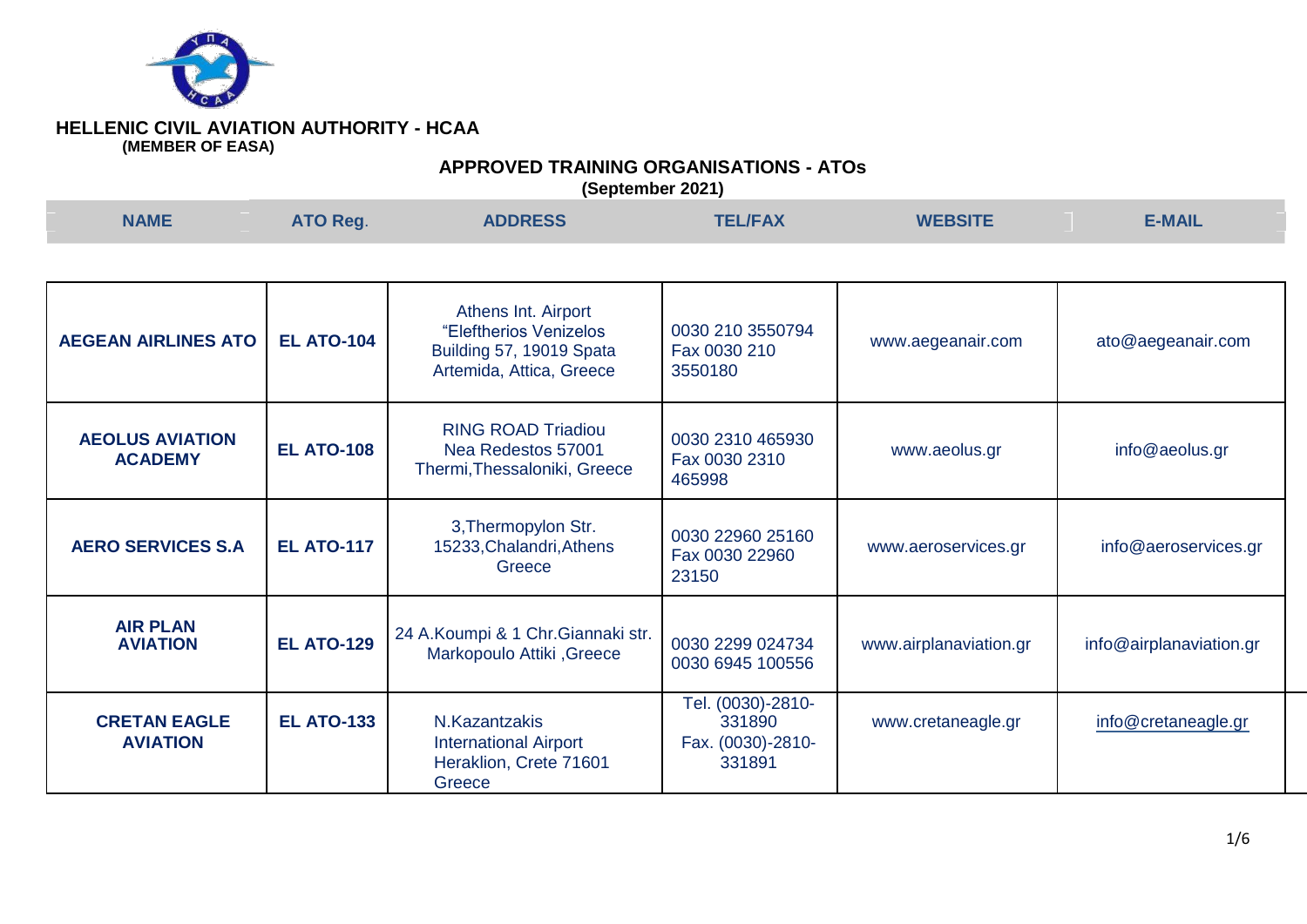**HELLENIC CIVIL AVIATION AUTHORITY - HCAA**
**(MEMBER OF EASA)**

## APPROVED TRAINING ORGANISATIONS - ATOs
**(September 2021)**

| NAME | ATO Reg. | ADDRESS | TEL/FAX | WEBSITE | E-MAIL |
|---|---|---|---|---|---|
| **AEGEAN AIRLINES ATO** | **EL ATO-104** | Athens Int. Airport "Eleftherios Venizelos Building 57, 19019 Spata Artemida, Attica, Greece | 0030 210 3550794 Fax 0030 210 3550180 | www.aegeanair.com | ato@aegeanair.com |
| **AEOLUS AVIATION ACADEMY** | **EL ATO-108** | RING ROAD Triadiou Nea Redestos 57001 Thermi,Thessaloniki, Greece | 0030 2310 465930 Fax 0030 2310 465998 | www.aeolus.gr | info@aeolus.gr |
| **AERO SERVICES S.A** | **EL ATO-117** | 3,Thermopylon Str. 15233,Chalandri,Athens Greece | 0030 22960 25160 Fax 0030 22960 23150 | www.aeroservices.gr | info@aeroservices.gr |
| **AIR PLAN AVIATION** | **EL ATO-129** | 24 A.Koumpi & 1 Chr.Giannaki str. Markopoulo Attiki ,Greece | 0030 2299 024734 0030 6945 100556 | www.airplanaviation.gr | info@airplanaviation.gr |
| **CRETAN EAGLE AVIATION** | **EL ATO-133** | N.Kazantzakis International Airport Heraklion, Crete 71601 Greece | Tel. (0030)-2810-331890 Fax. (0030)-2810-331891 | www.cretaneagle.gr | info@cretaneagle.gr |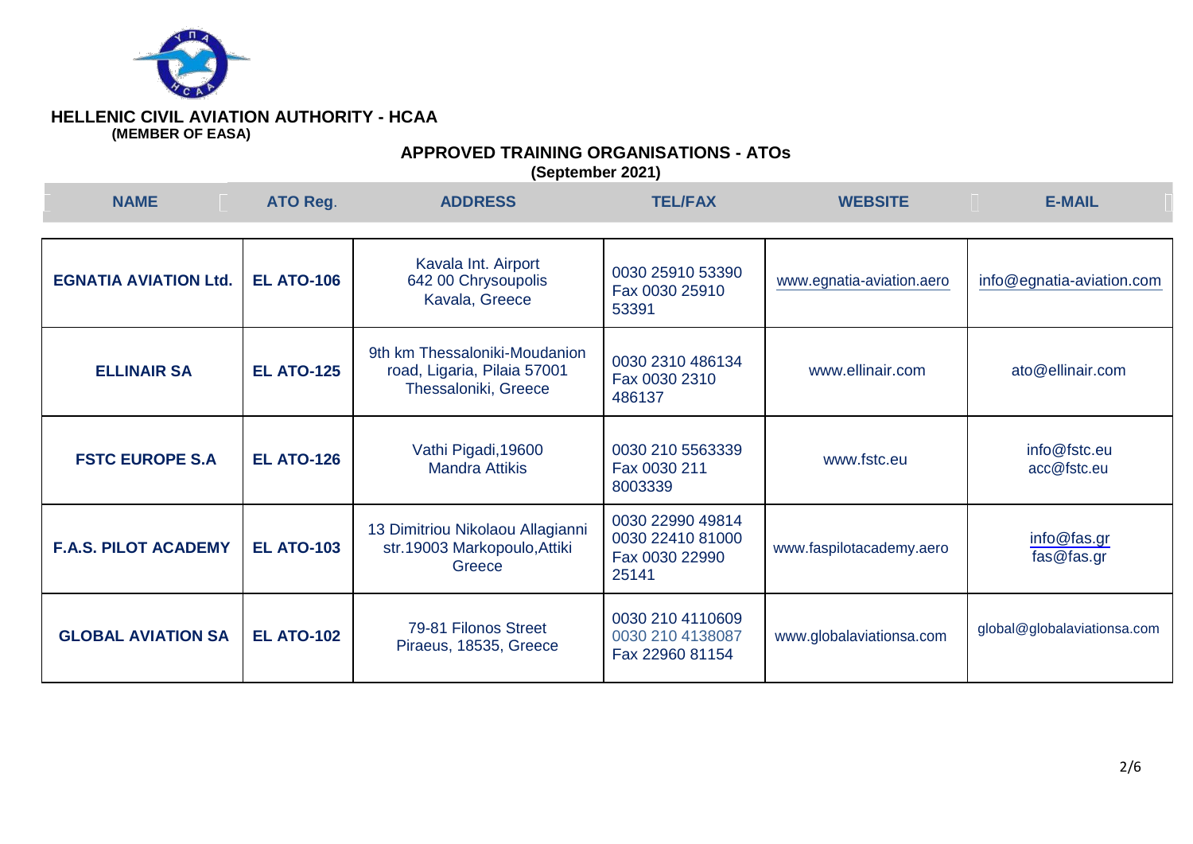**HELLENIC CIVIL AVIATION AUTHORITY - HCAA**
**(MEMBER OF EASA)**

## APPROVED TRAINING ORGANISATIONS - ATOs

**(September 2021)**

| NAME | ATO Reg. | ADDRESS | TEL/FAX | WEBSITE | E-MAIL |
|---|---|---|---|---|---|
| **EGNATIA AVIATION Ltd.** | **EL ATO-106** | Kavala Int. Airport 642 00 Chrysoupolis Kavala, Greece | 0030 25910 53390 Fax 0030 25910 53391 | www.egnatia-aviation.aero | info@egnatia-aviation.com |
| **ELLINAIR SA** | **EL ATO-125** | 9th km Thessaloniki-Moudanion road, Ligaria, Pilaia 57001 Thessaloniki, Greece | 0030 2310 486134 Fax 0030 2310 486137 | www.ellinair.com | ato@ellinair.com |
| **FSTC EUROPE S.A** | **EL ATO-126** | Vathi Pigadi,19600 Mandra Attikis | 0030 210 5563339 Fax 0030 211 8003339 | www.fstc.eu | info@fstc.eu acc@fstc.eu |
| **F.A.S. PILOT ACADEMY** | **EL ATO-103** | 13 Dimitriou Nikolaou Allagianni str.19003 Markopoulo,Attiki Greece | 0030 22990 49814 0030 22410 81000 Fax 0030 22990 25141 | www.faspilotacademy.aero | info@fas.gr fas@fas.gr |
| **GLOBAL AVIATION SA** | **EL ATO-102** | 79-81 Filonos Street Piraeus, 18535, Greece | 0030 210 4110609 0030 210 4138087 Fax 22960 81154 | www.globalaviationsa.com | global@globalaviationsa.com |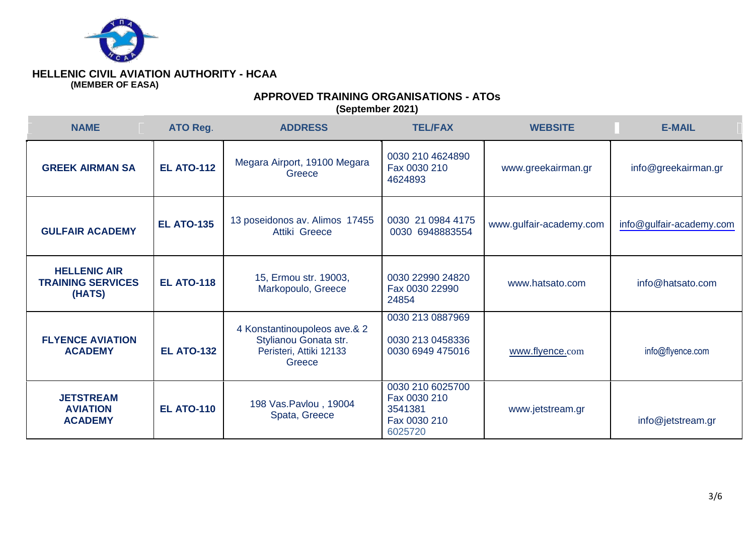**HELLENIC CIVIL AVIATION AUTHORITY - HCAA**
**(MEMBER OF EASA)**

## APPROVED TRAINING ORGANISATIONS - ATOs

**(September 2021)**

| NAME | ATO Reg. | ADDRESS | TEL/FAX | WEBSITE | E-MAIL |
|---|---|---|---|---|---|
| **GREEK AIRMAN SA** | **EL ATO-112** | Megara Airport, 19100 Megara Greece | 0030 210 4624890 Fax 0030 210 4624893 | www.greekairman.gr | info@greekairman.gr |
| **GULFAIR ACADEMY** | **EL ATO-135** | 13 poseidonos av. Alimos 17455 Attiki Greece | 0030 21 0984 4175 0030 6948883554 | www.gulfair-academy.com | info@gulfair-academy.com |
| **HELLENIC AIR TRAINING SERVICES (HATS)** | **EL ATO-118** | 15, Ermou str. 19003, Markopoulo, Greece | 0030 22990 24820 Fax 0030 22990 24854 | www.hatsato.com | info@hatsato.com |
| **FLYENCE AVIATION ACADEMY** | **EL ATO-132** | 4 Konstantinoupoleos ave.& 2 Stylianou Gonata str. Peristeri, Attiki 12133 Greece | 0030 213 0887969 0030 213 0458336 0030 6949 475016 | www.flyence.com | info@flyence.com |
| **JETSTREAM AVIATION ACADEMY** | **EL ATO-110** | 198 Vas.Pavlou , 19004 Spata, Greece | 0030 210 6025700 Fax 0030 210 3541381 Fax 0030 210 6025720 | www.jetstream.gr | info@jetstream.gr |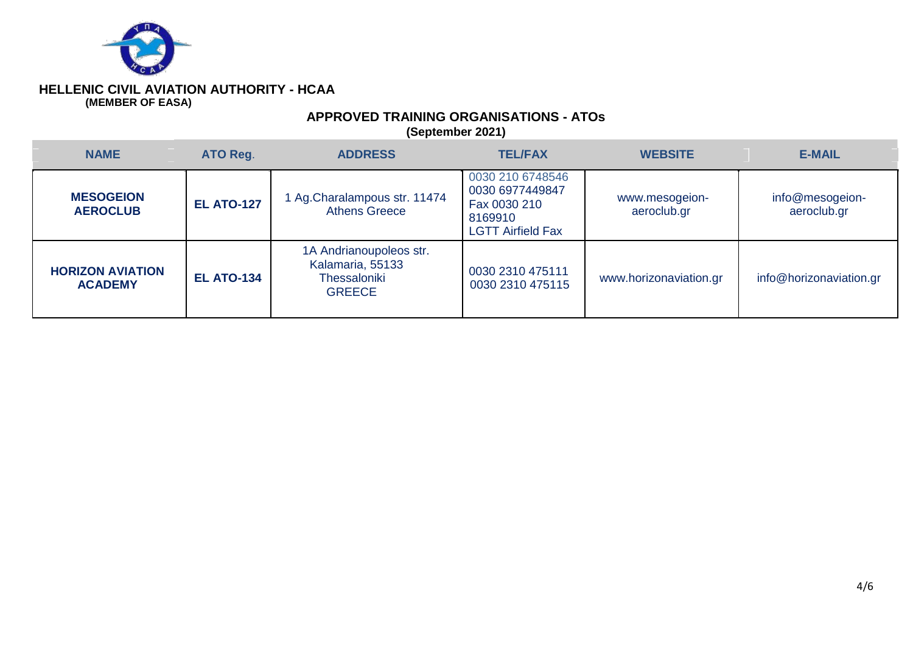**HELLENIC CIVIL AVIATION AUTHORITY - HCAA**
**(MEMBER OF EASA)**

## APPROVED TRAINING ORGANISATIONS - ATOs
**(September 2021)**

| NAME | ATO Reg. | ADDRESS | TEL/FAX | WEBSITE | E-MAIL |
|---|---|---|---|---|---|
| **MESOGEION AEROCLUB** | **EL ATO-127** | 1 Ag.Charalampous str. 11474 Athens Greece | 0030 210 6748546<br>0030 6977449847<br>Fax 0030 210 8169910<br>LGTT Airfield Fax | www.mesogeion-aeroclub.gr | info@mesogeion-aeroclub.gr |
| **HORIZON AVIATION ACADEMY** | **EL ATO-134** | 1A Andrianoupoleos str. Kalamaria, 55133 Thessaloniki GREECE | 0030 2310 475111<br>0030 2310 475115 | www.horizonaviation.gr | info@horizonaviation.gr |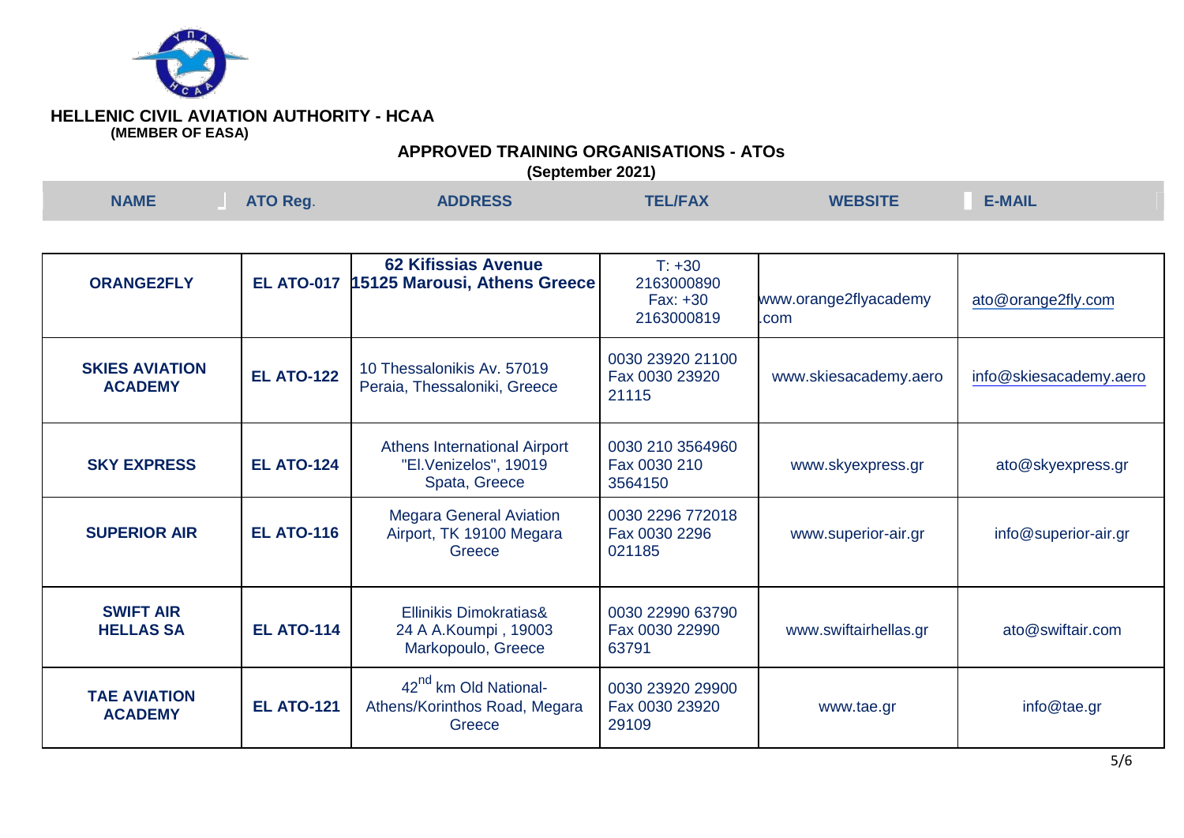**HELLENIC CIVIL AVIATION AUTHORITY - HCAA**
**(MEMBER OF EASA)**

## APPROVED TRAINING ORGANISATIONS - ATOs

**(September 2021)**

| NAME | ATO Reg. | ADDRESS | TEL/FAX | WEBSITE | E-MAIL |
|---|---|---|---|---|---|
| **ORANGE2FLY** | **EL ATO-017** | **62 Kifissias Avenue 15125 Marousi, Athens Greece** | T: +30 2163000890 Fax: +30 2163000819 | www.orange2flyacademy.com | ato@orange2fly.com |
| **SKIES AVIATION ACADEMY** | **EL ATO-122** | 10 Thessalonikis Av. 57019 Peraia, Thessaloniki, Greece | 0030 23920 21100 Fax 0030 23920 21115 | www.skiesacademy.aero | info@skiesacademy.aero |
| **SKY EXPRESS** | **EL ATO-124** | Athens International Airport "El.Venizelos", 19019 Spata, Greece | 0030 210 3564960 Fax 0030 210 3564150 | www.skyexpress.gr | ato@skyexpress.gr |
| **SUPERIOR AIR** | **EL ATO-116** | Megara General Aviation Airport, TK 19100 Megara Greece | 0030 2296 772018 Fax 0030 2296 021185 | www.superior-air.gr | info@superior-air.gr |
| **SWIFT AIR HELLAS SA** | **EL ATO-114** | Ellinikis Dimokratias& 24 A A.Koumpi , 19003 Markopoulo, Greece | 0030 22990 63790 Fax 0030 22990 63791 | www.swiftairhellas.gr | ato@swiftair.com |
| **TAE AVIATION ACADEMY** | **EL ATO-121** | 42nd km Old National-Athens/Korinthos Road, Megara Greece | 0030 23920 29900 Fax 0030 23920 29109 | www.tae.gr | info@tae.gr |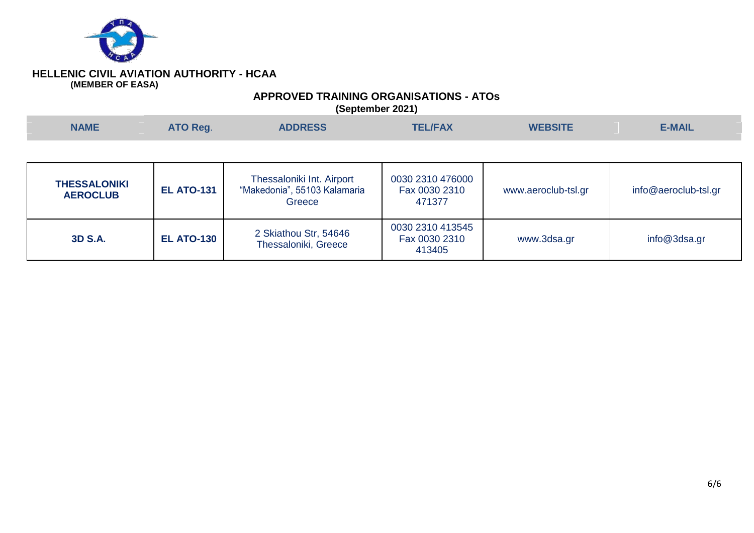**HELLENIC CIVIL AVIATION AUTHORITY - HCAA**
**(MEMBER OF EASA)**

## APPROVED TRAINING ORGANISATIONS - ATOs

**(September 2021)**

| NAME | ATO Reg. | ADDRESS | TEL/FAX | WEBSITE | E-MAIL |
|---|---|---|---|---|---|
| **THESSALONIKI AEROCLUB** | **EL ATO-131** | Thessaloniki Int. Airport "Makedonia", 55103 Kalamaria Greece | 0030 2310 476000 Fax 0030 2310 471377 | www.aeroclub-tsl.gr | info@aeroclub-tsl.gr |
| **3D S.A.** | **EL ATO-130** | 2 Skiathou Str, 54646 Thessaloniki, Greece | 0030 2310 413545 Fax 0030 2310 413405 | www.3dsa.gr | info@3dsa.gr |